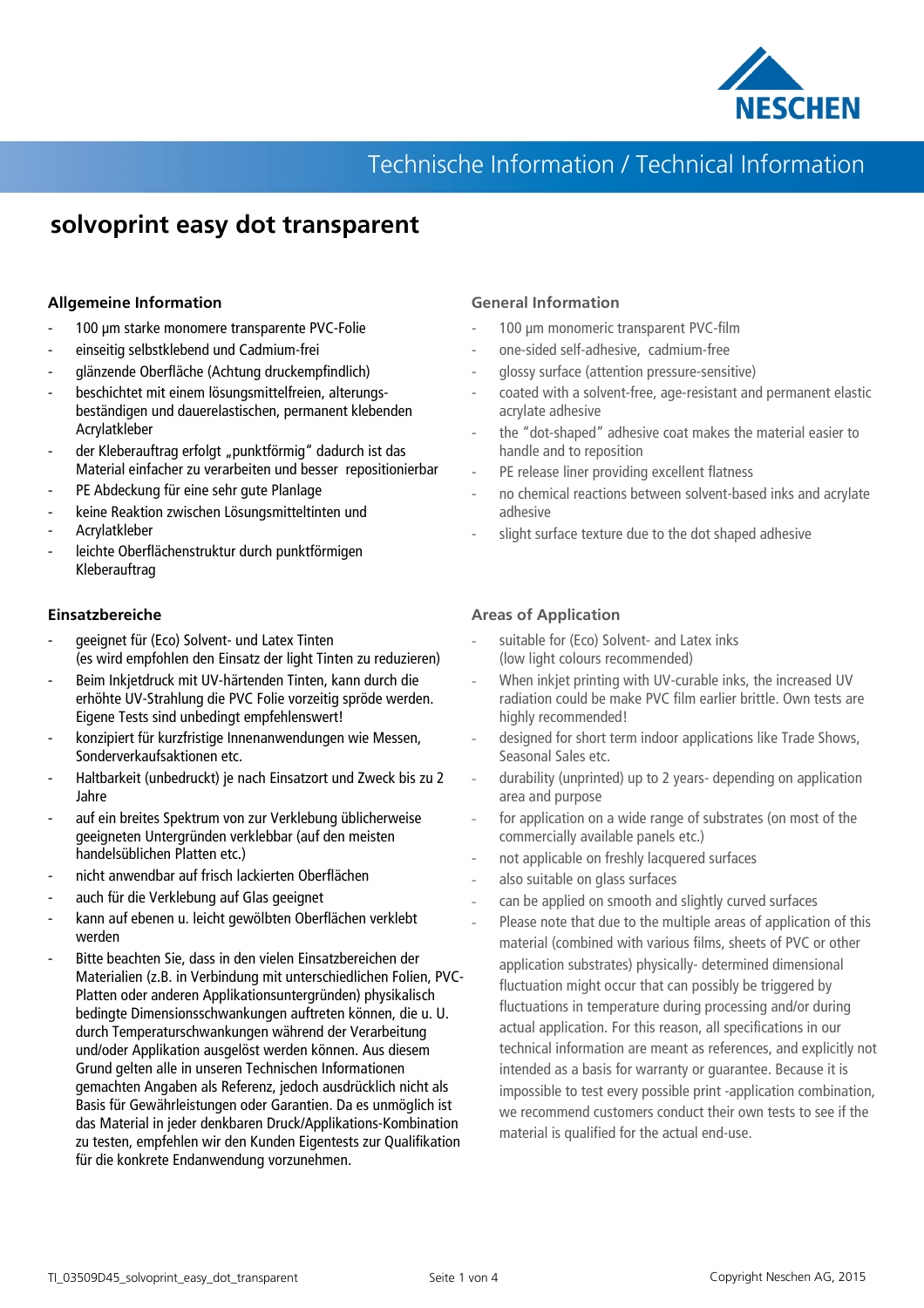NESCHEN

Technische Information / Technical Information

# solvoprint easy dot transparent

## Allgemeine Information

- 100 µm starke monomere transparente PVC-Folie
- einseitig selbstklebend und Cadmium-frei
- glänzende Oberfläche (Achtung druckempfindlich)
- beschichtet mit einem lösungsmittelfreien, alterungsbeständigen und dauerelastischen, permanent klebenden Acrylatkleber
- der Kleberauftrag erfolgt „punktförmig" dadurch ist das Material einfacher zu verarbeiten und besser repositionierbar
- PE Abdeckung für eine sehr gute Planlage
- keine Reaktion zwischen Lösungsmitteltinten und
- Acrylatkleber
- leichte Oberflächenstruktur durch punktförmigen Kleberauftrag

## Einsatzbereiche

- geeignet für (Eco) Solvent- und Latex Tinten (es wird empfohlen den Einsatz der light Tinten zu reduzieren)
- Beim Inkjetdruck mit UV-härtenden Tinten, kann durch die erhöhte UV-Strahlung die PVC Folie vorzeitig spröde werden. Eigene Tests sind unbedingt empfehlenswert!
- konzipiert für kurzfristige Innenanwendungen wie Messen, Sonderverkaufsaktionen etc.
- Haltbarkeit (unbedruckt) je nach Einsatzort und Zweck bis zu 2 Jahre
- auf ein breites Spektrum von zur Verklebung üblicherweise geeigneten Untergründen verklebbar (auf den meisten handelsüblichen Platten etc.)
- nicht anwendbar auf frisch lackierten Oberflächen
- auch für die Verklebung auf Glas geeignet
- kann auf ebenen u. leicht gewölbten Oberflächen verklebt werden
- Bitte beachten Sie, dass in den vielen Einsatzbereichen der Materialien (z.B. in Verbindung mit unterschiedlichen Folien, PVC-Platten oder anderen Applikationsuntergründen) physikalisch bedingte Dimensionsschwankungen auftreten können, die u. U. durch Temperaturschwankungen während der Verarbeitung und/oder Applikation ausgelöst werden können. Aus diesem Grund gelten alle in unseren Technischen Informationen gemachten Angaben als Referenz, jedoch ausdrücklich nicht als Basis für Gewährleistungen oder Garantien. Da es unmöglich ist das Material in jeder denkbaren Druck/Applikations-Kombination zu testen, empfehlen wir den Kunden Eigentests zur Qualifikation für die konkrete Endanwendung vorzunehmen.

## General Information

- 100 µm monomeric transparent PVC-film
- one-sided self-adhesive, cadmium-free
- glossy surface (attention pressure-sensitive)
- coated with a solvent-free, age-resistant and permanent elastic acrylate adhesive
- the "dot-shaped" adhesive coat makes the material easier to handle and to reposition
- PE release liner providing excellent flatness
- no chemical reactions between solvent-based inks and acrylate adhesive
- slight surface texture due to the dot shaped adhesive

## Areas of Application

- suitable for (Eco) Solvent- and Latex inks (low light colours recommended)
- When inkjet printing with UV-curable inks, the increased UV radiation could be make PVC film earlier brittle. Own tests are highly recommended!
- designed for short term indoor applications like Trade Shows, Seasonal Sales etc.
- durability (unprinted) up to 2 years- depending on application area and purpose
- for application on a wide range of substrates (on most of the commercially available panels etc.)
- not applicable on freshly lacquered surfaces
- also suitable on glass surfaces
- can be applied on smooth and slightly curved surfaces
- Please note that due to the multiple areas of application of this material (combined with various films, sheets of PVC or other application substrates) physically- determined dimensional fluctuation might occur that can possibly be triggered by fluctuations in temperature during processing and/or during actual application. For this reason, all specifications in our technical information are meant as references, and explicitly not intended as a basis for warranty or guarantee. Because it is impossible to test every possible print -application combination, we recommend customers conduct their own tests to see if the material is qualified for the actual end-use.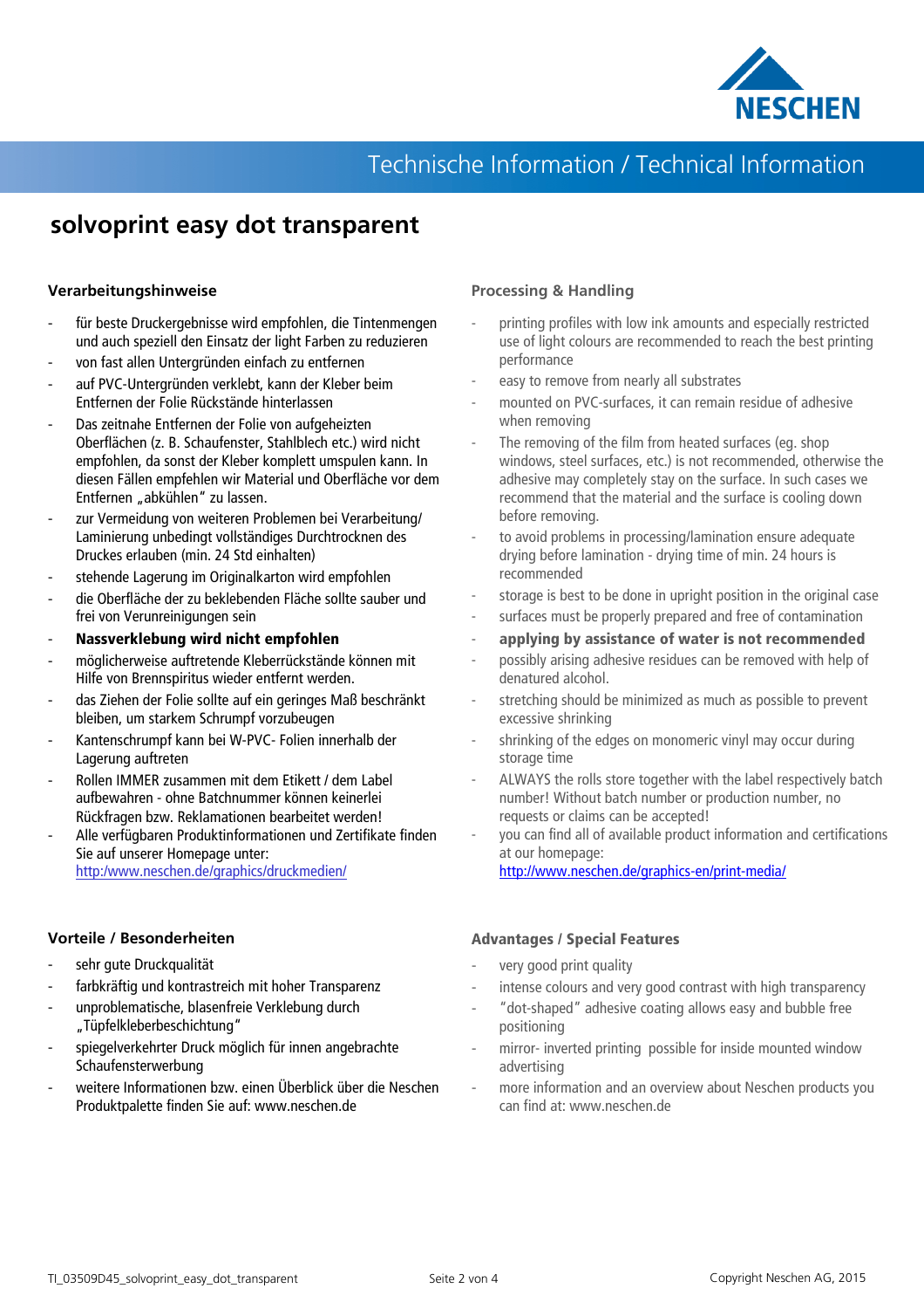# solvoprint easy dot transparent

## Verarbeitungshinweise

- für beste Druckergebnisse wird empfohlen, die Tintenmengen und auch speziell den Einsatz der light Farben zu reduzieren
- von fast allen Untergründen einfach zu entfernen
- auf PVC-Untergründen verklebt, kann der Kleber beim Entfernen der Folie Rückstände hinterlassen
- Das zeitnahe Entfernen der Folie von aufgeheizten Oberflächen (z. B. Schaufenster, Stahlblech etc.) wird nicht empfohlen, da sonst der Kleber komplett umspulen kann. In diesen Fällen empfehlen wir Material und Oberfläche vor dem Entfernen „abkühlen" zu lassen.
- zur Vermeidung von weiteren Problemen bei Verarbeitung/ Laminierung unbedingt vollständiges Durchtrocknen des Druckes erlauben (min. 24 Std einhalten)
- stehende Lagerung im Originalkarton wird empfohlen
- die Oberfläche der zu beklebenden Fläche sollte sauber und frei von Verunreinigungen sein
- **Nassverklebung wird nicht empfohlen**
- möglicherweise auftretende Kleberrückstände können mit Hilfe von Brennspiritus wieder entfernt werden.
- das Ziehen der Folie sollte auf ein geringes Maß beschränkt bleiben, um starkem Schrumpf vorzubeugen
- Kantenschrumpf kann bei W-PVC- Folien innerhalb der Lagerung auftreten
- Rollen IMMER zusammen mit dem Etikett / dem Label aufbewahren - ohne Batchnummer können keinerlei Rückfragen bzw. Reklamationen bearbeitet werden!
- Alle verfügbaren Produktinformationen und Zertifikate finden Sie auf unserer Homepage unter: http:www.neschen.de/graphics/druckmedien/

## Vorteile / Besonderheiten

- sehr gute Druckqualität
- farbkräftig und kontrastreich mit hoher Transparenz
- unproblematische, blasenfreie Verklebung durch „Tüpfelkleberbeschichtung"
- spiegelverkehrter Druck möglich für innen angebrachte Schaufensterwerbung
- weitere Informationen bzw. einen Überblick über die Neschen Produktpalette finden Sie auf: www.neschen.de

## Processing & Handling

- printing profiles with low ink amounts and especially restricted use of light colours are recommended to reach the best printing performance
- easy to remove from nearly all substrates
- mounted on PVC-surfaces, it can remain residue of adhesive when removing
- The removing of the film from heated surfaces (eg. shop windows, steel surfaces, etc.) is not recommended, otherwise the adhesive may completely stay on the surface. In such cases we recommend that the material and the surface is cooling down before removing.
- to avoid problems in processing/lamination ensure adequate drying before lamination - drying time of min. 24 hours is recommended
- storage is best to be done in upright position in the original case
- surfaces must be properly prepared and free of contamination
- **applying by assistance of water is not recommended**
- possibly arising adhesive residues can be removed with help of denatured alcohol.
- stretching should be minimized as much as possible to prevent excessive shrinking
- shrinking of the edges on monomeric vinyl may occur during storage time
- ALWAYS the rolls store together with the label respectively batch number! Without batch number or production number, no requests or claims can be accepted!
- you can find all of available product information and certifications at our homepage: http://www.neschen.de/graphics-en/print-media/

## Advantages / Special Features

- very good print quality
- intense colours and very good contrast with high transparency
- "dot-shaped" adhesive coating allows easy and bubble free positioning
- mirror- inverted printing possible for inside mounted window advertising
- more information and an overview about Neschen products you can find at: www.neschen.de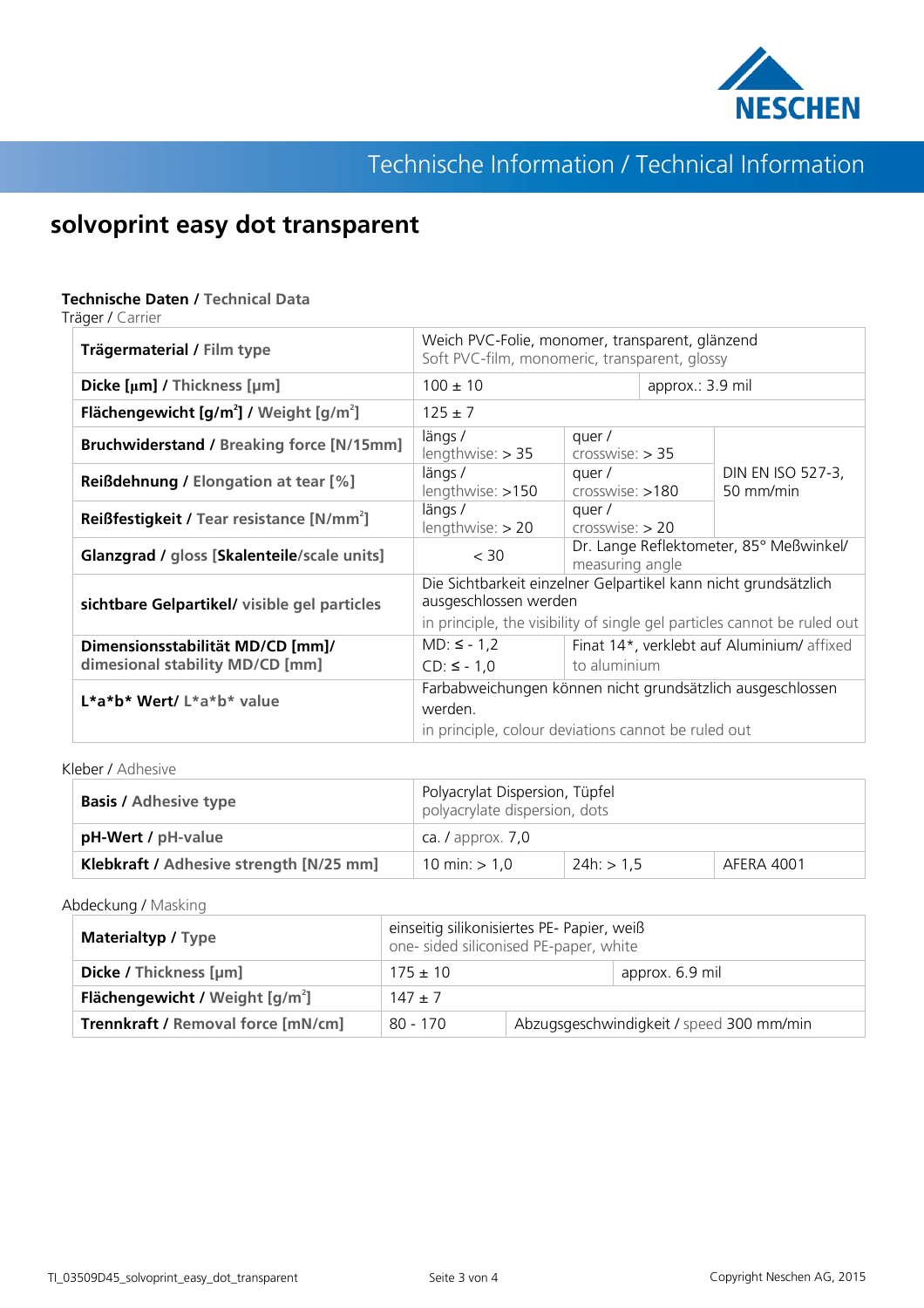# solvoprint easy dot transparent

### Technische Daten / Technical Data

Träger / Carrier

| | | | |
|---|---|---|---|
| **Trägermaterial / Film type** | Weich PVC-Folie, monomer, transparent, glänzend<br>Soft PVC-film, monomeric, transparent, glossy | | |
| **Dicke [µm] / Thickness [µm]** | 100 ± 10 | approx.: 3.9 mil | |
| **Flächengewicht [g/m²] / Weight [g/m²]** | 125 ± 7 | | |
| **Bruchwiderstand / Breaking force [N/15mm]** | längs / lengthwise: > 35 | quer / crosswise: > 35 | DIN EN ISO 527-3, 50 mm/min |
| **Reißdehnung / Elongation at tear [%]** | längs / lengthwise: >150 | quer / crosswise: >180 | |
| **Reißfestigkeit / Tear resistance [N/mm²]** | längs / lengthwise: > 20 | quer / crosswise: > 20 | |
| **Glanzgrad / gloss [Skalenteile/scale units]** | < 30 | Dr. Lange Reflektometer, 85° Meßwinkel/ measuring angle | |
| **sichtbare Gelpartikel/ visible gel particles** | Die Sichtbarkeit einzelner Gelpartikel kann nicht grundsätzlich ausgeschlossen werden<br>in principle, the visibility of single gel particles cannot be ruled out | | |
| **Dimensionsstabilität MD/CD [mm]/ dimesional stability MD/CD [mm]** | MD: ≤ - 1,2<br>CD: ≤ - 1,0 | Finat 14*, verklebt auf Aluminium/ affixed to aluminium | |
| **L*a*b* Wert/ L*a*b* value** | Farbabweichungen können nicht grundsätzlich ausgeschlossen werden.<br>in principle, colour deviations cannot be ruled out | | |

Kleber / Adhesive

| | | | |
|---|---|---|---|
| **Basis / Adhesive type** | Polyacrylat Dispersion, Tüpfel<br>polyacrylate dispersion, dots | | |
| **pH-Wert / pH-value** | ca. / approx. 7,0 | | |
| **Klebkraft / Adhesive strength [N/25 mm]** | 10 min: > 1,0 | 24h: > 1,5 | AFERA 4001 |

Abdeckung / Masking

| | | |
|---|---|---|
| **Materialtyp / Type** | einseitig silikonisiertes PE- Papier, weiß<br>one- sided siliconised PE-paper, white | |
| **Dicke / Thickness [µm]** | 175 ± 10 | approx. 6.9 mil |
| **Flächengewicht / Weight [g/m²]** | 147 ± 7 | |
| **Trennkraft / Removal force [mN/cm]** | 80 - 170 | Abzugsgeschwindigkeit / speed 300 mm/min |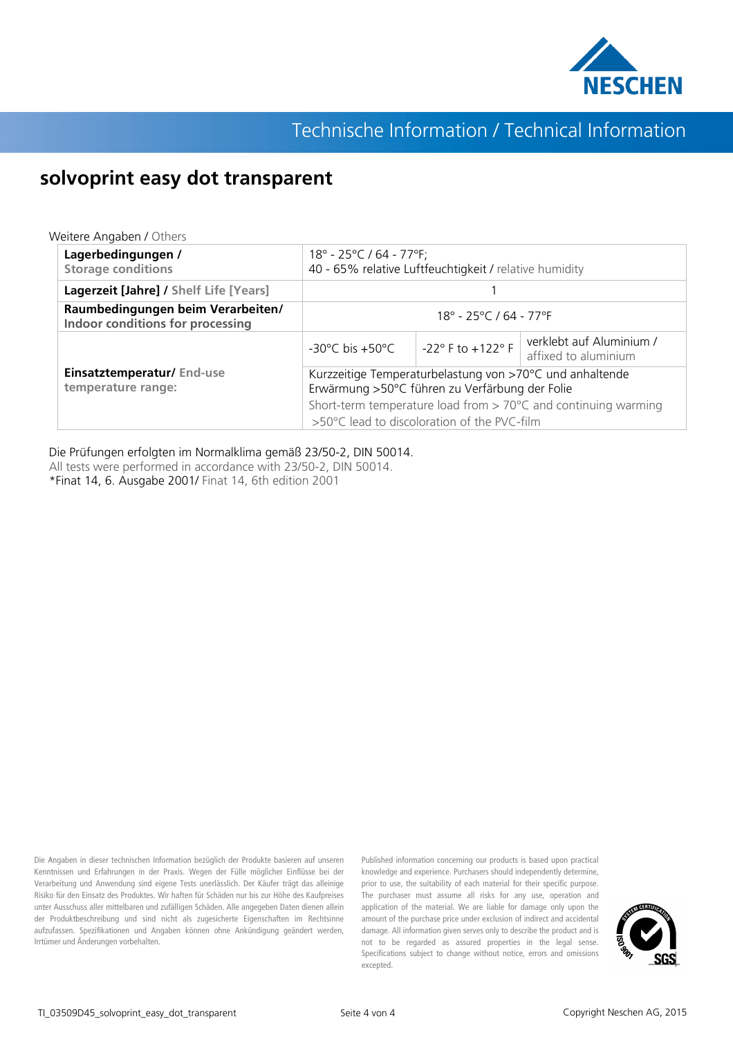# solvoprint easy dot transparent

Weitere Angaben / Others

| | | | |
|---|---|---|---|
| **Lagerbedingungen /** **Storage conditions** | 18° - 25°C / 64 - 77°F; 40 - 65% relative Luftfeuchtigkeit / relative humidity | | |
| **Lagerzeit [Jahre] / Shelf Life [Years]** | 1 | | |
| **Raumbedingungen beim Verarbeiten/** **Indoor conditions for processing** | 18° - 25°C / 64 - 77°F | | |
| **Einsatztemperatur/ End-use temperature range:** | -30°C bis +50°C | -22° F to +122° F | verklebt auf Aluminium / affixed to aluminium |
| | Kurzzeitige Temperaturbelastung von >70°C und anhaltende Erwärmung >50°C führen zu Verfärbung der Folie<br>Short-term temperature load from > 70°C and continuing warming >50°C lead to discoloration of the PVC-film | | |

Die Prüfungen erfolgten im Normalklima gemäß 23/50-2, DIN 50014.
All tests were performed in accordance with 23/50-2, DIN 50014.
*Finat 14, 6. Ausgabe 2001/ Finat 14, 6th edition 2001

Die Angaben in dieser technischen Information bezüglich der Produkte basieren auf unseren Kenntnissen und Erfahrungen in der Praxis. Wegen der Fülle möglicher Einflüsse bei der Verarbeitung und Anwendung sind eigene Tests unerlässlich. Der Käufer trägt das alleinige Risiko für den Einsatz des Produktes. Wir haften für Schäden nur bis zur Höhe des Kaufpreises unter Ausschuss aller mittelbaren und zufälligen Schäden. Alle angegeben Daten dienen allein der Produktbeschreibung und sind nicht als zugesicherte Eigenschaften im Rechtsinne aufzufassen. Spezifikationen und Angaben können ohne Ankündigung geändert werden, Irrtümer und Änderungen vorbehalten.

Published information concerning our products is based upon practical knowledge and experience. Purchasers should independently determine, prior to use, the suitability of each material for their specific purpose. The purchaser must assume all risks for any use, operation and application of the material. We are liable for damage only upon the amount of the purchase price under exclusion of indirect and accidental damage. All information given serves only to describe the product and is not to be regarded as assured properties in the legal sense. Specifications subject to change without notice, errors and omissions excepted.

TI_03509D45_solvoprint_easy_dot_transparent

Copyright Neschen AG, 2015